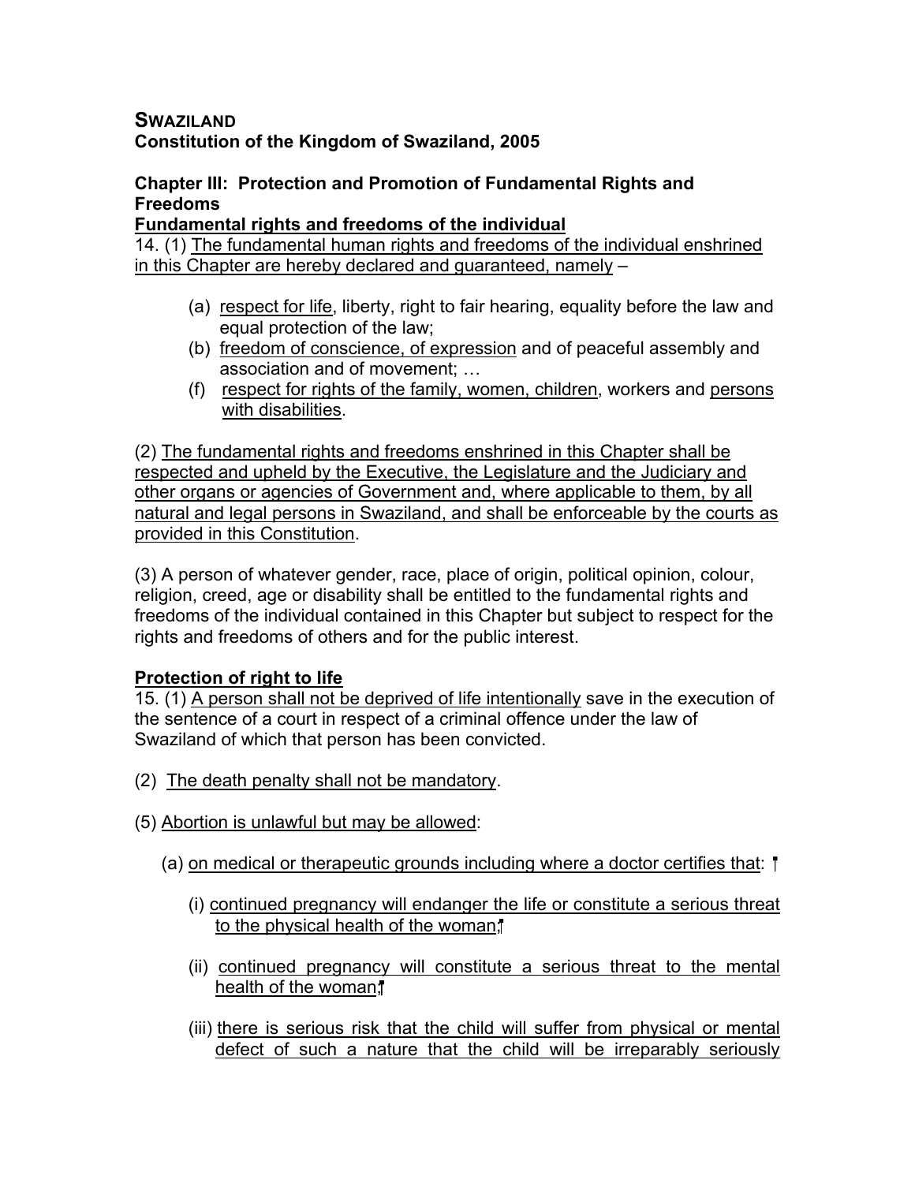**SWAZILAND**
**Constitution of the Kingdom of Swaziland, 2005**

**Chapter III: Protection and Promotion of Fundamental Rights and Freedoms**
**Fundamental rights and freedoms of the individual**
14. (1) The fundamental human rights and freedoms of the individual enshrined in this Chapter are hereby declared and guaranteed, namely –

- (a) respect for life, liberty, right to fair hearing, equality before the law and equal protection of the law;
- (b) freedom of conscience, of expression and of peaceful assembly and association and of movement; …
- (f) respect for rights of the family, women, children, workers and persons with disabilities.

(2) The fundamental rights and freedoms enshrined in this Chapter shall be respected and upheld by the Executive, the Legislature and the Judiciary and other organs or agencies of Government and, where applicable to them, by all natural and legal persons in Swaziland, and shall be enforceable by the courts as provided in this Constitution.

(3) A person of whatever gender, race, place of origin, political opinion, colour, religion, creed, age or disability shall be entitled to the fundamental rights and freedoms of the individual contained in this Chapter but subject to respect for the rights and freedoms of others and for the public interest.

**Protection of right to life**
15. (1) A person shall not be deprived of life intentionally save in the execution of the sentence of a court in respect of a criminal offence under the law of Swaziland of which that person has been convicted.

(2) The death penalty shall not be mandatory.

(5) Abortion is unlawful but may be allowed:

(a) on medical or therapeutic grounds including where a doctor certifies that:

(i) continued pregnancy will endanger the life or constitute a serious threat to the physical health of the woman;

(ii) continued pregnancy will constitute a serious threat to the mental health of the woman;

(iii) there is serious risk that the child will suffer from physical or mental defect of such a nature that the child will be irreparably seriously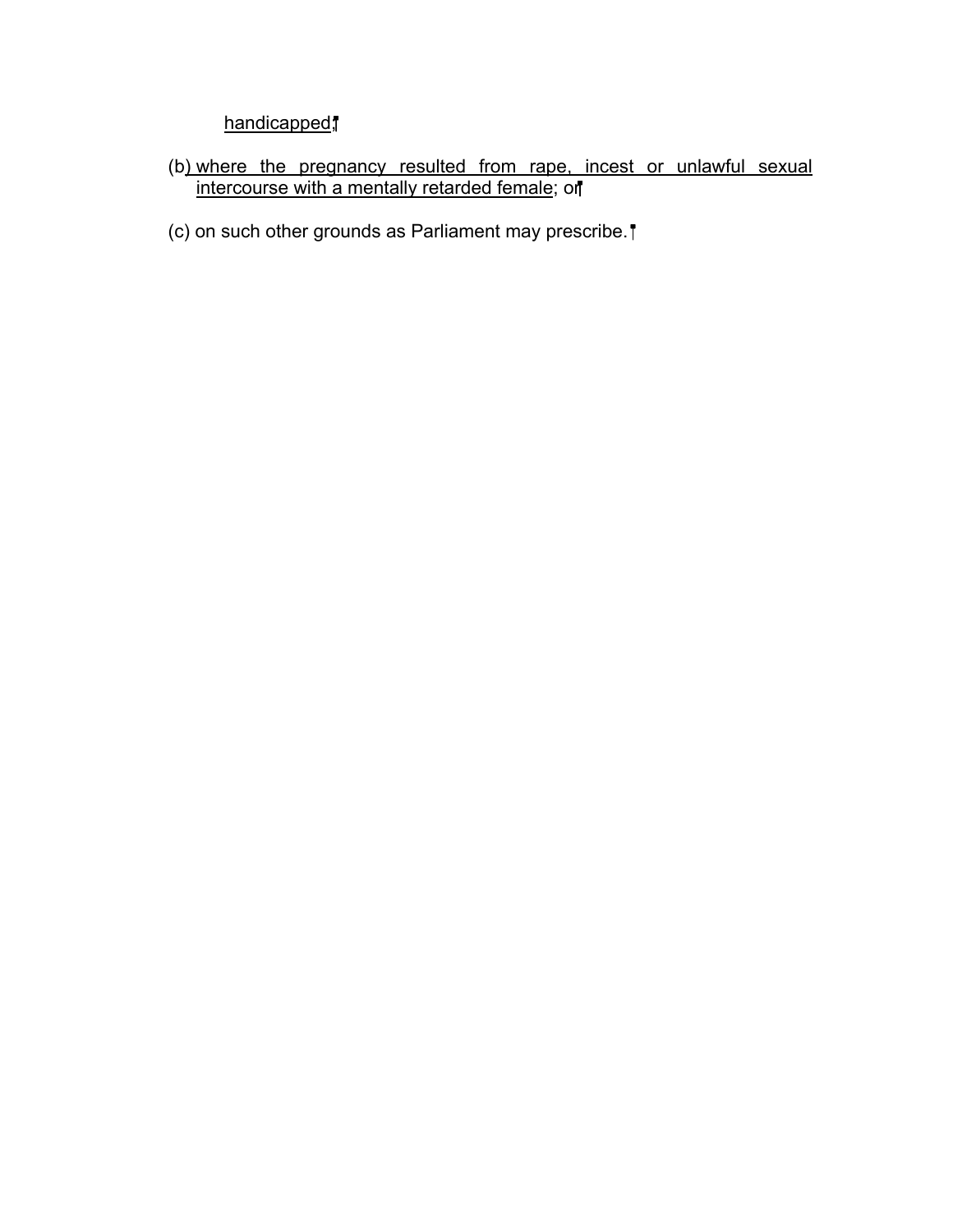handicapped;

(b) where the pregnancy resulted from rape, incest or unlawful sexual intercourse with a mentally retarded female; or

(c) on such other grounds as Parliament may prescribe.